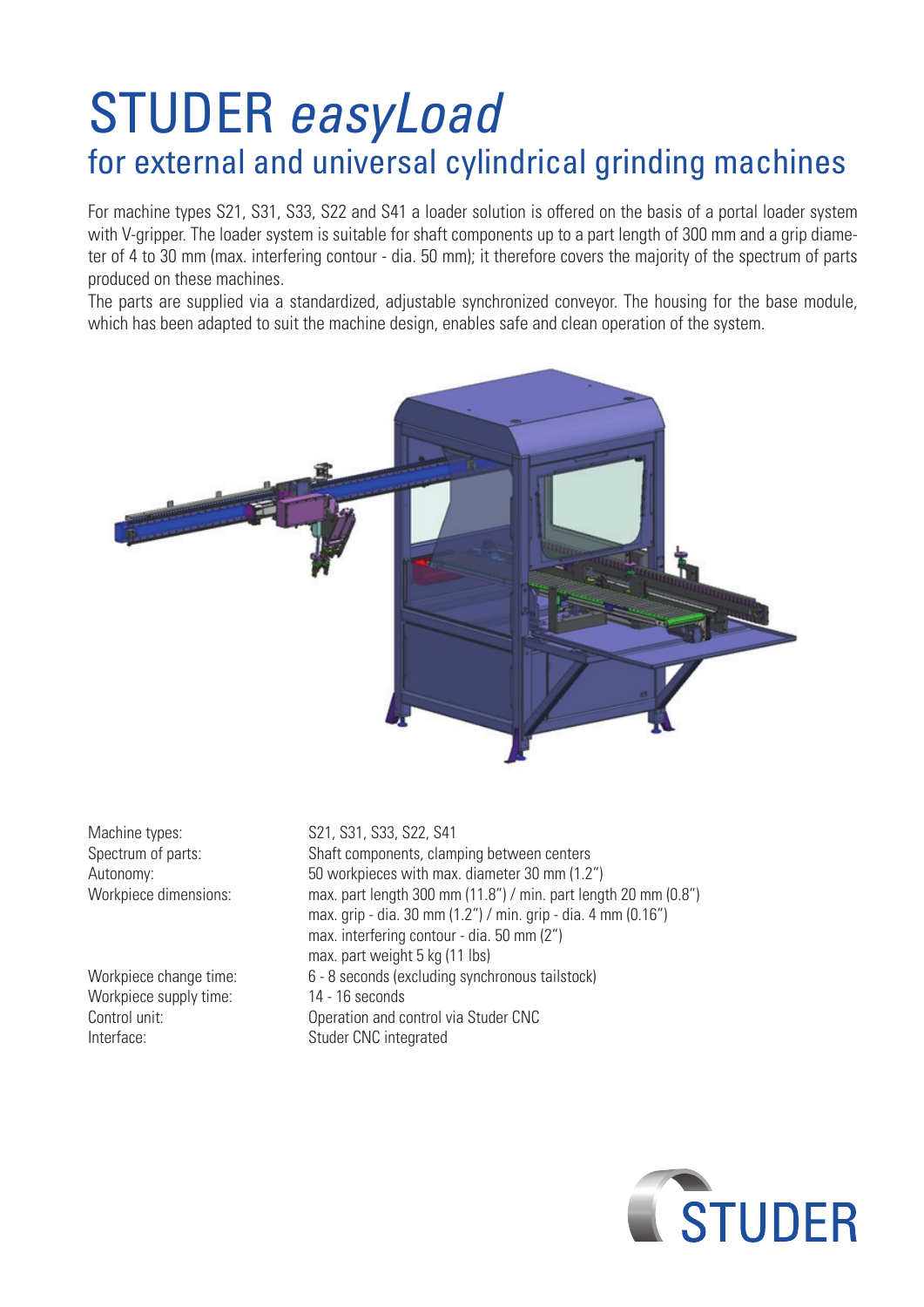# STUDER *easyLoad*

## for external and universal cylindrical grinding machines

For machine types S21, S31, S33, S22 and S41 a loader solution is offered on the basis of a portal loader system with V-gripper. The loader system is suitable for shaft components up to a part length of 300 mm and a grip diameter of 4 to 30 mm (max. interfering contour - dia. 50 mm); it therefore covers the majority of the spectrum of parts produced on these machines.

The parts are supplied via a standardized, adjustable synchronized conveyor. The housing for the base module, which has been adapted to suit the machine design, enables safe and clean operation of the system.

| | |
|---|---|
| Machine types: | S21, S31, S33, S22, S41 |
| Spectrum of parts: | Shaft components, clamping between centers |
| Autonomy: | 50 workpieces with max. diameter 30 mm (1.2") |
| Workpiece dimensions: | max. part length 300 mm (11.8") / min. part length 20 mm (0.8")<br>max. grip - dia. 30 mm (1.2") / min. grip - dia. 4 mm (0.16")<br>max. interfering contour - dia. 50 mm (2")<br>max. part weight 5 kg (11 lbs) |
| Workpiece change time: | 6 - 8 seconds (excluding synchronous tailstock) |
| Workpiece supply time: | 14 - 16 seconds |
| Control unit: | Operation and control via Studer CNC |
| Interface: | Studer CNC integrated |

STUDER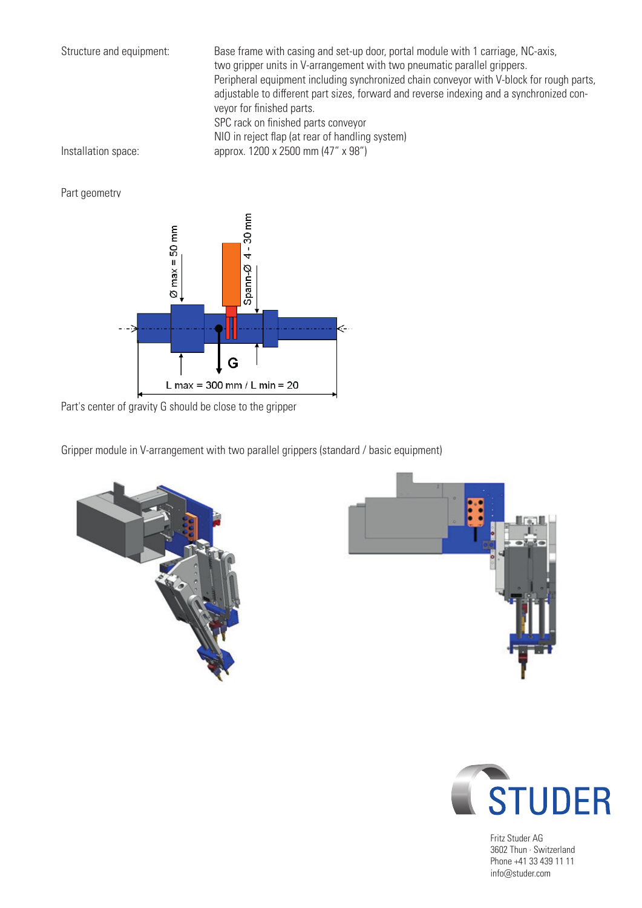| | |
|---|---|
| Structure and equipment: | Base frame with casing and set-up door, portal module with 1 carriage, NC-axis, two gripper units in V-arrangement with two pneumatic parallel grippers. Peripheral equipment including synchronized chain conveyor with V-block for rough parts, adjustable to different part sizes, forward and reverse indexing and a synchronized conveyor for finished parts. SPC rack on finished parts conveyor NIO in reject flap (at rear of handling system) |
| Installation space: | approx. 1200 x 2500 mm (47" x 98") |

Part geometry

Ø max = 50 mm

Spann-Ø 4 - 30 mm

G

L max = 300 mm / L min = 20

Part's center of gravity G should be close to the gripper

Gripper module in V-arrangement with two parallel grippers (standard / basic equipment)

STUDER

Fritz Studer AG
3602 Thun · Switzerland
Phone +41 33 439 11 11
info@studer.com